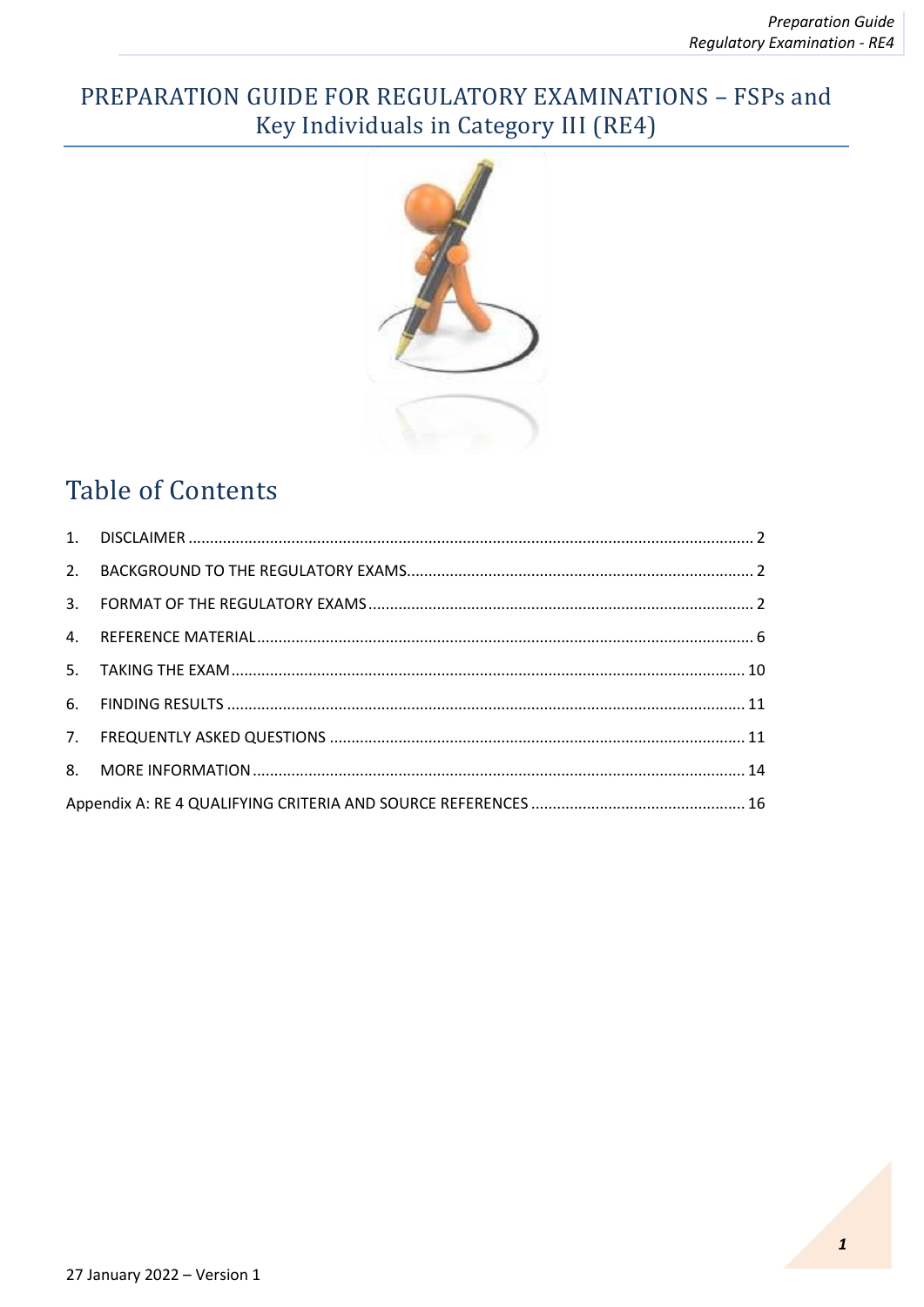# PREPARATION GUIDE FOR REGULATORY EXAMINATIONS – FSPs and Key Individuals in Category III (RE4)

## Table of Contents

1. DISCLAIMER ........ 2
2. BACKGROUND TO THE REGULATORY EXAMS ........ 2
3. FORMAT OF THE REGULATORY EXAMS ........ 2
4. REFERENCE MATERIAL ........ 6
5. TAKING THE EXAM ........ 10
6. FINDING RESULTS ........ 11
7. FREQUENTLY ASKED QUESTIONS ........ 11
8. MORE INFORMATION ........ 14

Appendix A: RE 4 QUALIFYING CRITERIA AND SOURCE REFERENCES ........ 16

27 January 2022 – Version 1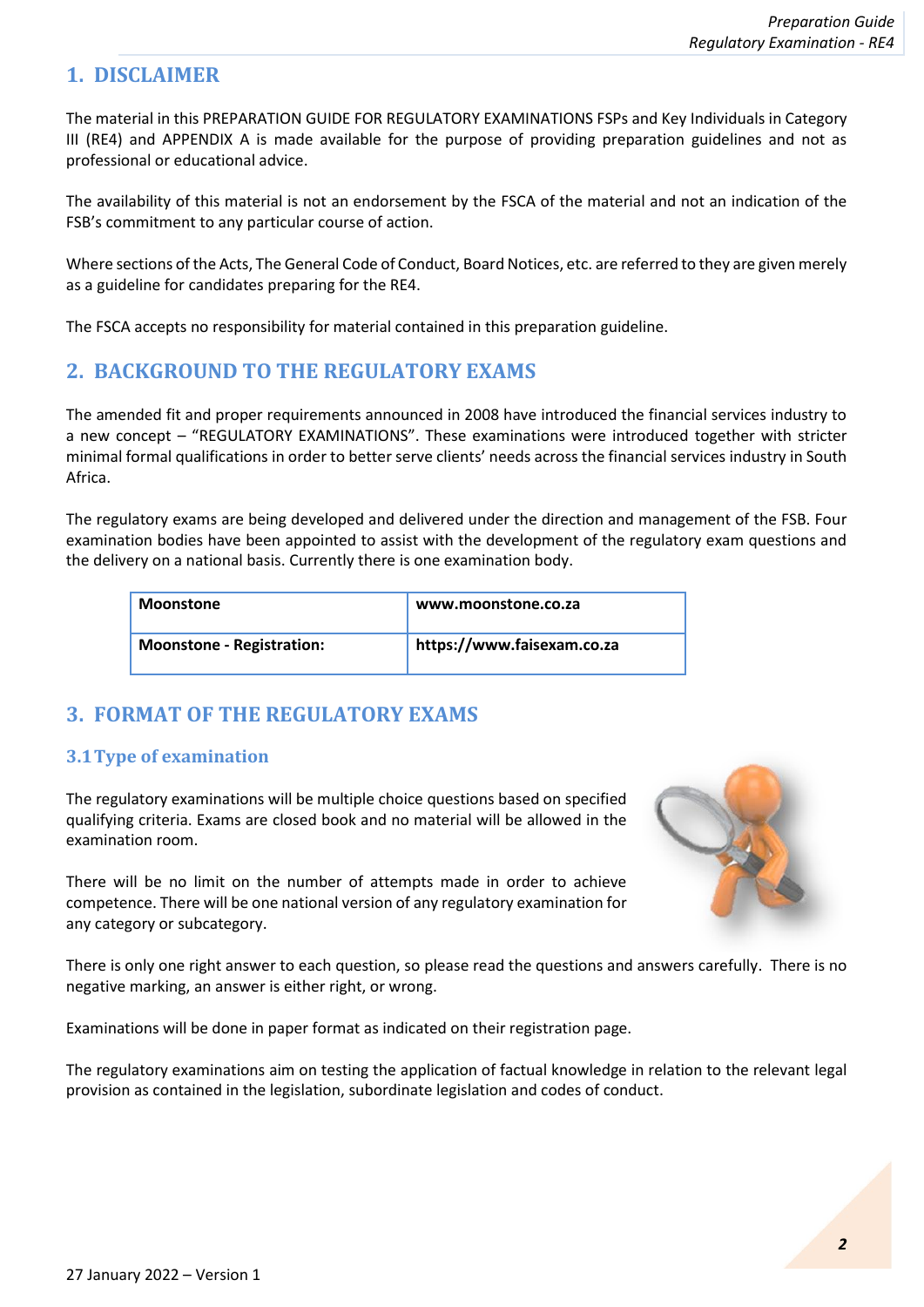## 1. DISCLAIMER

The material in this PREPARATION GUIDE FOR REGULATORY EXAMINATIONS FSPs and Key Individuals in Category III (RE4) and APPENDIX A is made available for the purpose of providing preparation guidelines and not as professional or educational advice.

The availability of this material is not an endorsement by the FSCA of the material and not an indication of the FSB's commitment to any particular course of action.

Where sections of the Acts, The General Code of Conduct, Board Notices, etc. are referred to they are given merely as a guideline for candidates preparing for the RE4.

The FSCA accepts no responsibility for material contained in this preparation guideline.

## 2. BACKGROUND TO THE REGULATORY EXAMS

The amended fit and proper requirements announced in 2008 have introduced the financial services industry to a new concept – "REGULATORY EXAMINATIONS". These examinations were introduced together with stricter minimal formal qualifications in order to better serve clients' needs across the financial services industry in South Africa.

The regulatory exams are being developed and delivered under the direction and management of the FSB. Four examination bodies have been appointed to assist with the development of the regulatory exam questions and the delivery on a national basis. Currently there is one examination body.

| **Moonstone** | **www.moonstone.co.za** |
|---|---|
| **Moonstone - Registration:** | **https://www.faisexam.co.za** |

## 3. FORMAT OF THE REGULATORY EXAMS

### 3.1 Type of examination

The regulatory examinations will be multiple choice questions based on specified qualifying criteria. Exams are closed book and no material will be allowed in the examination room.

There will be no limit on the number of attempts made in order to achieve competence. There will be one national version of any regulatory examination for any category or subcategory.

There is only one right answer to each question, so please read the questions and answers carefully. There is no negative marking, an answer is either right, or wrong.

Examinations will be done in paper format as indicated on their registration page.

The regulatory examinations aim on testing the application of factual knowledge in relation to the relevant legal provision as contained in the legislation, subordinate legislation and codes of conduct.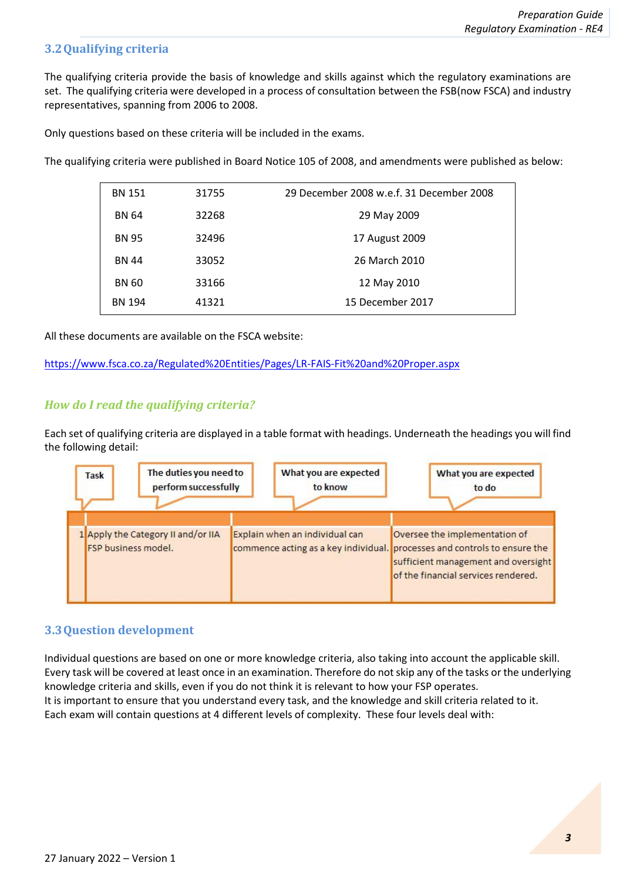## 3.2 Qualifying criteria

The qualifying criteria provide the basis of knowledge and skills against which the regulatory examinations are set. The qualifying criteria were developed in a process of consultation between the FSB(now FSCA) and industry representatives, spanning from 2006 to 2008.

Only questions based on these criteria will be included in the exams.

The qualifying criteria were published in Board Notice 105 of 2008, and amendments were published as below:

| | | |
|---|---|---|
| BN 151 | 31755 | 29 December 2008 w.e.f. 31 December 2008 |
| BN 64 | 32268 | 29 May 2009 |
| BN 95 | 32496 | 17 August 2009 |
| BN 44 | 33052 | 26 March 2010 |
| BN 60 | 33166 | 12 May 2010 |
| BN 194 | 41321 | 15 December 2017 |

All these documents are available on the FSCA website:

https://www.fsca.co.za/Regulated%20Entities/Pages/LR-FAIS-Fit%20and%20Proper.aspx

### *How do I read the qualifying criteria?*

Each set of qualifying criteria are displayed in a table format with headings. Underneath the headings you will find the following detail:

| Task | The duties you need to perform successfully | What you are expected to know | What you are expected to do |
|---|---|---|---|
| 1 | Apply the Category II and/or IIA FSP business model. | Explain when an individual can commence acting as a key individual. | Oversee the implementation of processes and controls to ensure the sufficient management and oversight of the financial services rendered. |

## 3.3 Question development

Individual questions are based on one or more knowledge criteria, also taking into account the applicable skill. Every task will be covered at least once in an examination. Therefore do not skip any of the tasks or the underlying knowledge criteria and skills, even if you do not think it is relevant to how your FSP operates.
It is important to ensure that you understand every task, and the knowledge and skill criteria related to it.
Each exam will contain questions at 4 different levels of complexity. These four levels deal with: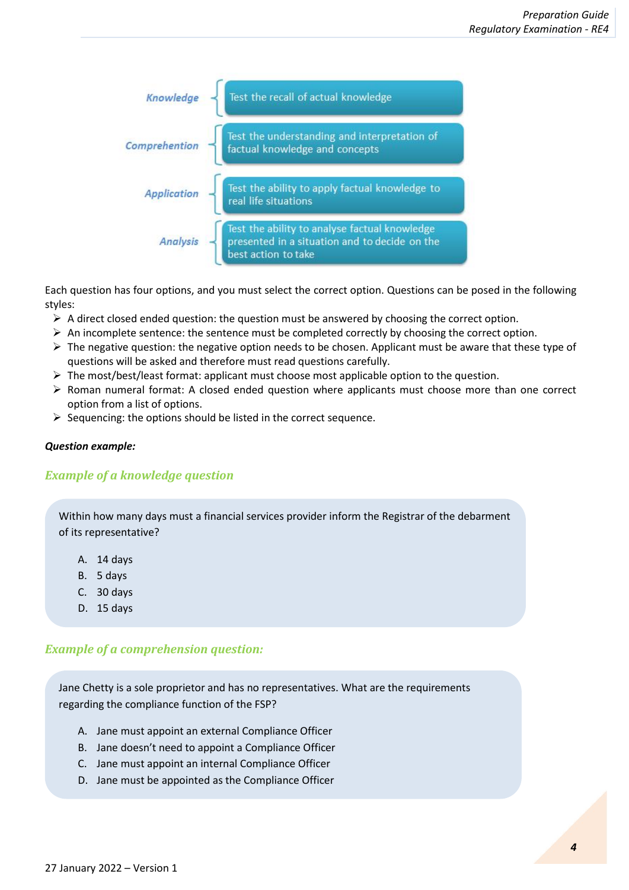| | |
|---|---|
| **Knowledge** | Test the recall of actual knowledge |
| **Comprehention** | Test the understanding and interpretation of factual knowledge and concepts |
| **Application** | Test the ability to apply factual knowledge to real life situations |
| **Analysis** | Test the ability to analyse factual knowledge presented in a situation and to decide on the best action to take |

Each question has four options, and you must select the correct option. Questions can be posed in the following styles:

- A direct closed ended question: the question must be answered by choosing the correct option.
- An incomplete sentence: the sentence must be completed correctly by choosing the correct option.
- The negative question: the negative option needs to be chosen. Applicant must be aware that these type of questions will be asked and therefore must read questions carefully.
- The most/best/least format: applicant must choose most applicable option to the question.
- Roman numeral format: A closed ended question where applicants must choose more than one correct option from a list of options.
- Sequencing: the options should be listed in the correct sequence.

***Question example:***

### *Example of a knowledge question*

Within how many days must a financial services provider inform the Registrar of the debarment of its representative?

A. 14 days
B. 5 days
C. 30 days
D. 15 days

### *Example of a comprehension question:*

Jane Chetty is a sole proprietor and has no representatives. What are the requirements regarding the compliance function of the FSP?

A. Jane must appoint an external Compliance Officer
B. Jane doesn't need to appoint a Compliance Officer
C. Jane must appoint an internal Compliance Officer
D. Jane must be appointed as the Compliance Officer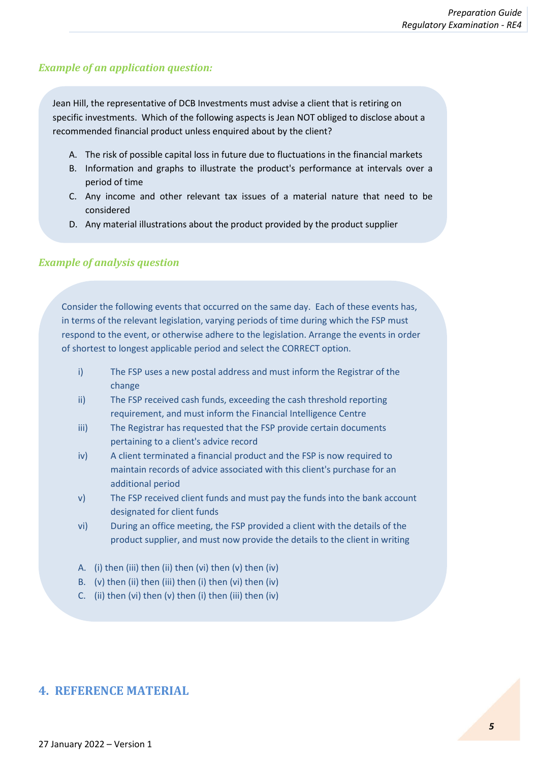*Example of an application question:*

Jean Hill, the representative of DCB Investments must advise a client that is retiring on specific investments. Which of the following aspects is Jean NOT obliged to disclose about a recommended financial product unless enquired about by the client?

A. The risk of possible capital loss in future due to fluctuations in the financial markets
B. Information and graphs to illustrate the product's performance at intervals over a period of time
C. Any income and other relevant tax issues of a material nature that need to be considered
D. Any material illustrations about the product provided by the product supplier

*Example of analysis question*

Consider the following events that occurred on the same day. Each of these events has, in terms of the relevant legislation, varying periods of time during which the FSP must respond to the event, or otherwise adhere to the legislation. Arrange the events in order of shortest to longest applicable period and select the CORRECT option.

i) The FSP uses a new postal address and must inform the Registrar of the change
ii) The FSP received cash funds, exceeding the cash threshold reporting requirement, and must inform the Financial Intelligence Centre
iii) The Registrar has requested that the FSP provide certain documents pertaining to a client's advice record
iv) A client terminated a financial product and the FSP is now required to maintain records of advice associated with this client's purchase for an additional period
v) The FSP received client funds and must pay the funds into the bank account designated for client funds
vi) During an office meeting, the FSP provided a client with the details of the product supplier, and must now provide the details to the client in writing

A. (i) then (iii) then (ii) then (vi) then (v) then (iv)
B. (v) then (ii) then (iii) then (i) then (vi) then (iv)
C. (ii) then (vi) then (v) then (i) then (iii) then (iv)

## 4. REFERENCE MATERIAL

27 January 2022 – Version 1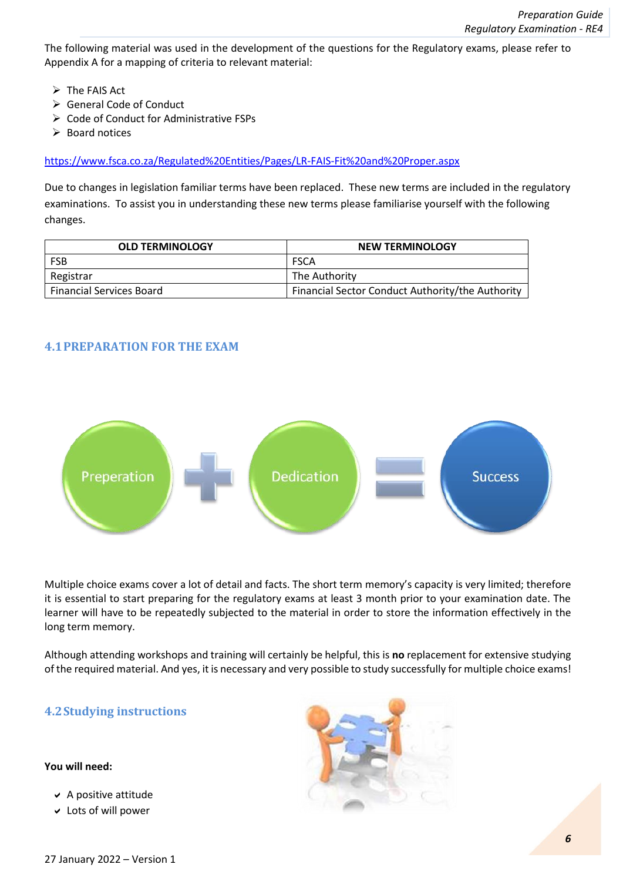The following material was used in the development of the questions for the Regulatory exams, please refer to Appendix A for a mapping of criteria to relevant material:

- The FAIS Act
- General Code of Conduct
- Code of Conduct for Administrative FSPs
- Board notices

https://www.fsca.co.za/Regulated%20Entities/Pages/LR-FAIS-Fit%20and%20Proper.aspx

Due to changes in legislation familiar terms have been replaced. These new terms are included in the regulatory examinations. To assist you in understanding these new terms please familiarise yourself with the following changes.

| OLD TERMINOLOGY | NEW TERMINOLOGY |
|---|---|
| FSB | FSCA |
| Registrar | The Authority |
| Financial Services Board | Financial Sector Conduct Authority/the Authority |

## 4.1 PREPARATION FOR THE EXAM

Preperation + Dedication = Success

Multiple choice exams cover a lot of detail and facts. The short term memory's capacity is very limited; therefore it is essential to start preparing for the regulatory exams at least 3 month prior to your examination date. The learner will have to be repeatedly subjected to the material in order to store the information effectively in the long term memory.

Although attending workshops and training will certainly be helpful, this is **no** replacement for extensive studying of the required material. And yes, it is necessary and very possible to study successfully for multiple choice exams!

## 4.2 Studying instructions

**You will need:**

- A positive attitude
- Lots of will power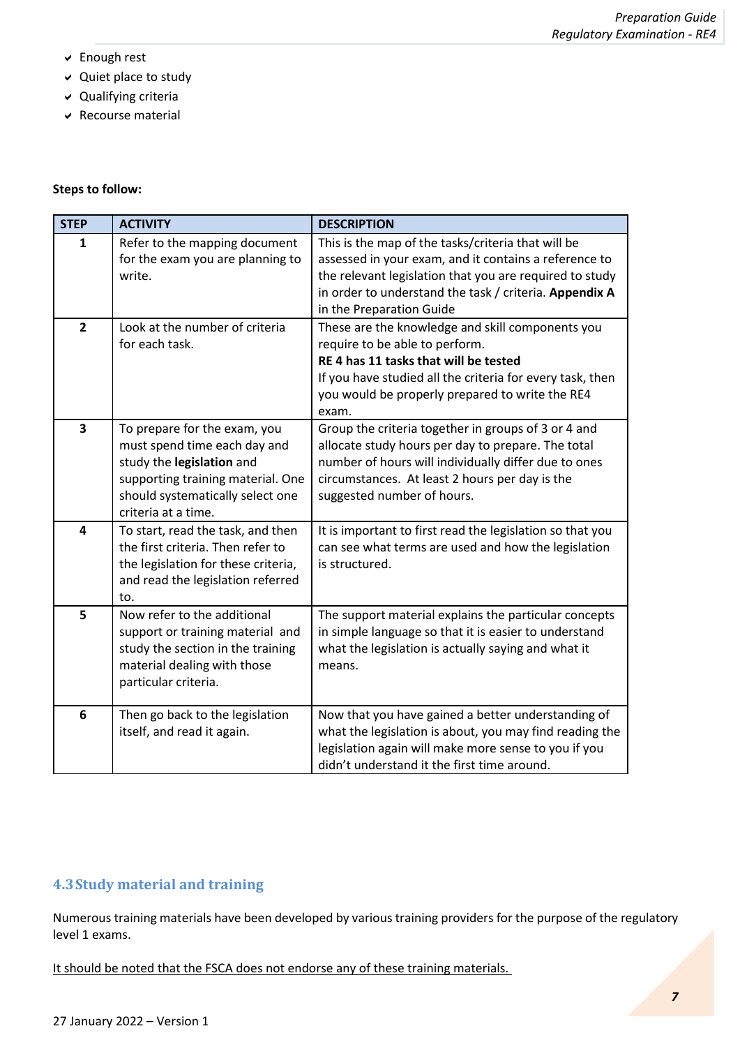- Enough rest
- Quiet place to study
- Qualifying criteria
- Recourse material

**Steps to follow:**

| STEP | ACTIVITY | DESCRIPTION |
|---|---|---|
| 1 | Refer to the mapping document for the exam you are planning to write. | This is the map of the tasks/criteria that will be assessed in your exam, and it contains a reference to the relevant legislation that you are required to study in order to understand the task / criteria. **Appendix A** in the Preparation Guide |
| 2 | Look at the number of criteria for each task. | These are the knowledge and skill components you require to be able to perform. **RE 4 has 11 tasks that will be tested** If you have studied all the criteria for every task, then you would be properly prepared to write the RE4 exam. |
| 3 | To prepare for the exam, you must spend time each day and study the **legislation** and supporting training material. One should systematically select one criteria at a time. | Group the criteria together in groups of 3 or 4 and allocate study hours per day to prepare. The total number of hours will individually differ due to ones circumstances. At least 2 hours per day is the suggested number of hours. |
| 4 | To start, read the task, and then the first criteria. Then refer to the legislation for these criteria, and read the legislation referred to. | It is important to first read the legislation so that you can see what terms are used and how the legislation is structured. |
| 5 | Now refer to the additional support or training material and study the section in the training material dealing with those particular criteria. | The support material explains the particular concepts in simple language so that it is easier to understand what the legislation is actually saying and what it means. |
| 6 | Then go back to the legislation itself, and read it again. | Now that you have gained a better understanding of what the legislation is about, you may find reading the legislation again will make more sense to you if you didn't understand it the first time around. |

### 4.3 Study material and training

Numerous training materials have been developed by various training providers for the purpose of the regulatory level 1 exams.

It should be noted that the FSCA does not endorse any of these training materials.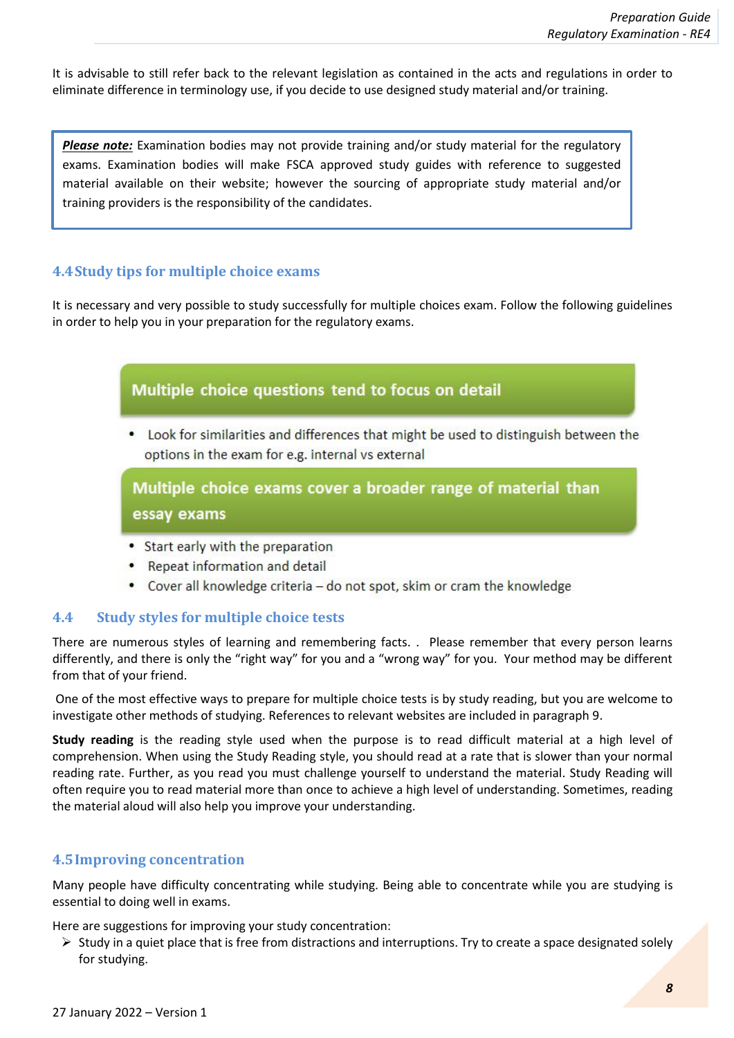It is advisable to still refer back to the relevant legislation as contained in the acts and regulations in order to eliminate difference in terminology use, if you decide to use designed study material and/or training.

> ***Please note:*** Examination bodies may not provide training and/or study material for the regulatory exams. Examination bodies will make FSCA approved study guides with reference to suggested material available on their website; however the sourcing of appropriate study material and/or training providers is the responsibility of the candidates.

## 4.4 Study tips for multiple choice exams

It is necessary and very possible to study successfully for multiple choices exam. Follow the following guidelines in order to help you in your preparation for the regulatory exams.

**Multiple choice questions tend to focus on detail**

- Look for similarities and differences that might be used to distinguish between the options in the exam for e.g. internal vs external

**Multiple choice exams cover a broader range of material than essay exams**

- Start early with the preparation
- Repeat information and detail
- Cover all knowledge criteria – do not spot, skim or cram the knowledge

## 4.4 Study styles for multiple choice tests

There are numerous styles of learning and remembering facts. . Please remember that every person learns differently, and there is only the "right way" for you and a "wrong way" for you. Your method may be different from that of your friend.

One of the most effective ways to prepare for multiple choice tests is by study reading, but you are welcome to investigate other methods of studying. References to relevant websites are included in paragraph 9.

**Study reading** is the reading style used when the purpose is to read difficult material at a high level of comprehension. When using the Study Reading style, you should read at a rate that is slower than your normal reading rate. Further, as you read you must challenge yourself to understand the material. Study Reading will often require you to read material more than once to achieve a high level of understanding. Sometimes, reading the material aloud will also help you improve your understanding.

## 4.5 Improving concentration

Many people have difficulty concentrating while studying. Being able to concentrate while you are studying is essential to doing well in exams.

Here are suggestions for improving your study concentration:

- Study in a quiet place that is free from distractions and interruptions. Try to create a space designated solely for studying.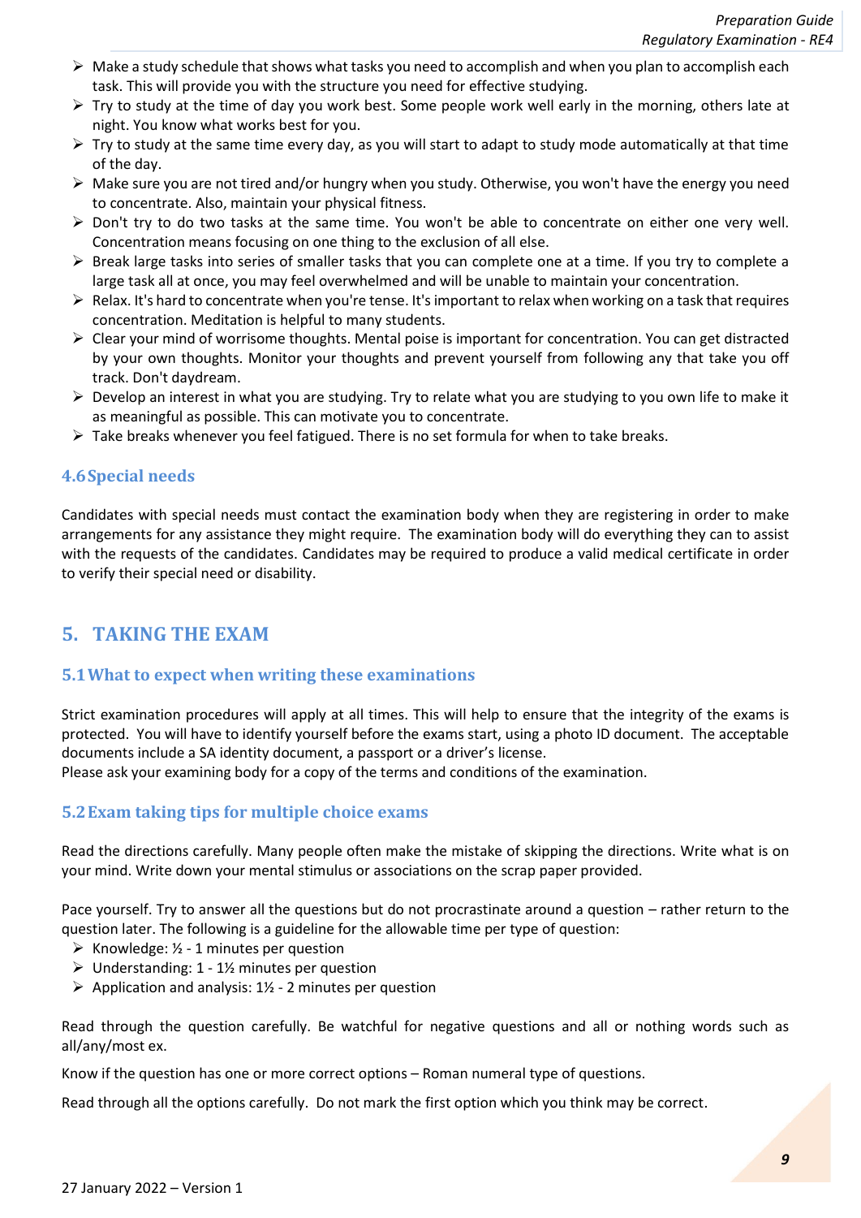- Make a study schedule that shows what tasks you need to accomplish and when you plan to accomplish each task. This will provide you with the structure you need for effective studying.
- Try to study at the time of day you work best. Some people work well early in the morning, others late at night. You know what works best for you.
- Try to study at the same time every day, as you will start to adapt to study mode automatically at that time of the day.
- Make sure you are not tired and/or hungry when you study. Otherwise, you won't have the energy you need to concentrate. Also, maintain your physical fitness.
- Don't try to do two tasks at the same time. You won't be able to concentrate on either one very well. Concentration means focusing on one thing to the exclusion of all else.
- Break large tasks into series of smaller tasks that you can complete one at a time. If you try to complete a large task all at once, you may feel overwhelmed and will be unable to maintain your concentration.
- Relax. It's hard to concentrate when you're tense. It's important to relax when working on a task that requires concentration. Meditation is helpful to many students.
- Clear your mind of worrisome thoughts. Mental poise is important for concentration. You can get distracted by your own thoughts. Monitor your thoughts and prevent yourself from following any that take you off track. Don't daydream.
- Develop an interest in what you are studying. Try to relate what you are studying to you own life to make it as meaningful as possible. This can motivate you to concentrate.
- Take breaks whenever you feel fatigued. There is no set formula for when to take breaks.

### 4.6 Special needs

Candidates with special needs must contact the examination body when they are registering in order to make arrangements for any assistance they might require. The examination body will do everything they can to assist with the requests of the candidates. Candidates may be required to produce a valid medical certificate in order to verify their special need or disability.

## 5. TAKING THE EXAM

### 5.1 What to expect when writing these examinations

Strict examination procedures will apply at all times. This will help to ensure that the integrity of the exams is protected. You will have to identify yourself before the exams start, using a photo ID document. The acceptable documents include a SA identity document, a passport or a driver's license.
Please ask your examining body for a copy of the terms and conditions of the examination.

### 5.2 Exam taking tips for multiple choice exams

Read the directions carefully. Many people often make the mistake of skipping the directions. Write what is on your mind. Write down your mental stimulus or associations on the scrap paper provided.

Pace yourself. Try to answer all the questions but do not procrastinate around a question – rather return to the question later. The following is a guideline for the allowable time per type of question:

- Knowledge: ½ - 1 minutes per question
- Understanding: 1 - 1½ minutes per question
- Application and analysis: 1½ - 2 minutes per question

Read through the question carefully. Be watchful for negative questions and all or nothing words such as all/any/most ex.

Know if the question has one or more correct options – Roman numeral type of questions.

Read through all the options carefully. Do not mark the first option which you think may be correct.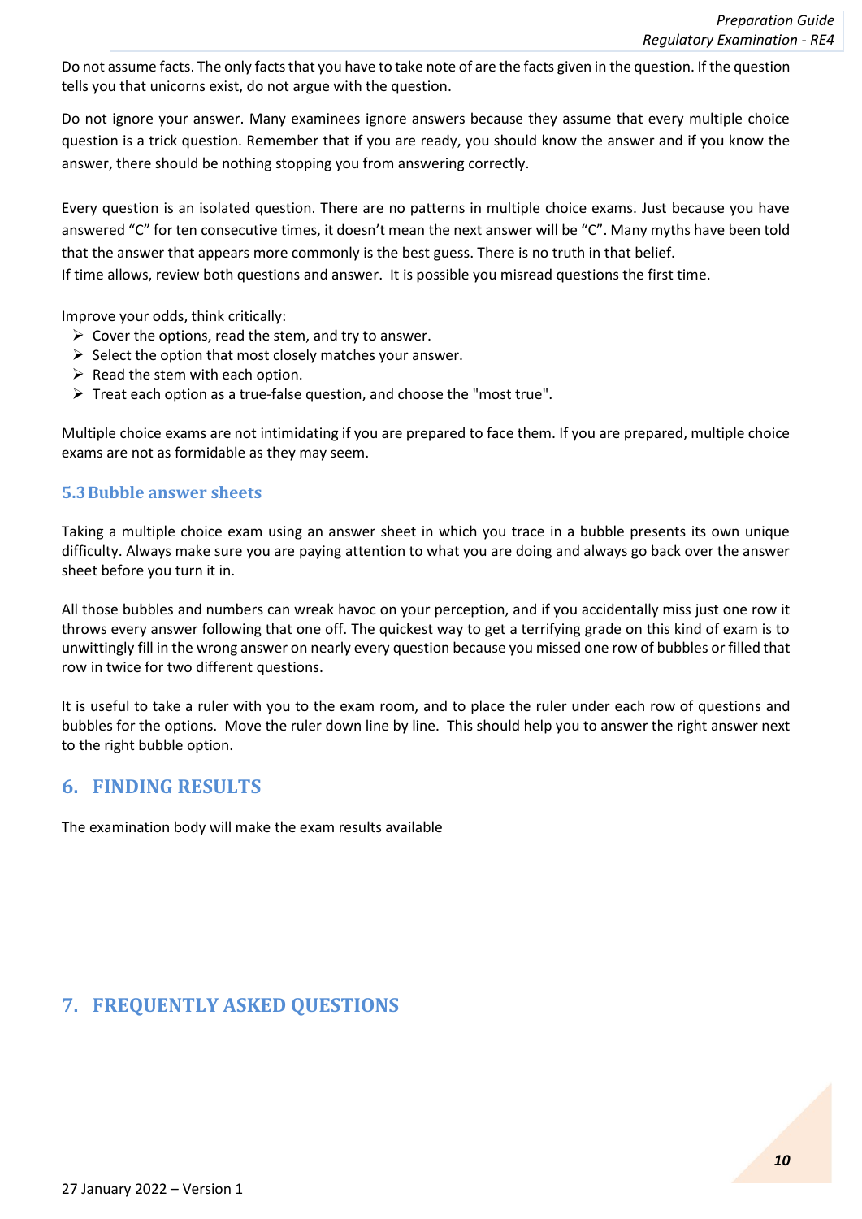Do not assume facts. The only facts that you have to take note of are the facts given in the question. If the question tells you that unicorns exist, do not argue with the question.

Do not ignore your answer. Many examinees ignore answers because they assume that every multiple choice question is a trick question. Remember that if you are ready, you should know the answer and if you know the answer, there should be nothing stopping you from answering correctly.

Every question is an isolated question. There are no patterns in multiple choice exams. Just because you have answered "C" for ten consecutive times, it doesn't mean the next answer will be "C". Many myths have been told that the answer that appears more commonly is the best guess. There is no truth in that belief.
If time allows, review both questions and answer. It is possible you misread questions the first time.

Improve your odds, think critically:

- Cover the options, read the stem, and try to answer.
- Select the option that most closely matches your answer.
- Read the stem with each option.
- Treat each option as a true-false question, and choose the "most true".

Multiple choice exams are not intimidating if you are prepared to face them. If you are prepared, multiple choice exams are not as formidable as they may seem.

### 5.3 Bubble answer sheets

Taking a multiple choice exam using an answer sheet in which you trace in a bubble presents its own unique difficulty. Always make sure you are paying attention to what you are doing and always go back over the answer sheet before you turn it in.

All those bubbles and numbers can wreak havoc on your perception, and if you accidentally miss just one row it throws every answer following that one off. The quickest way to get a terrifying grade on this kind of exam is to unwittingly fill in the wrong answer on nearly every question because you missed one row of bubbles or filled that row in twice for two different questions.

It is useful to take a ruler with you to the exam room, and to place the ruler under each row of questions and bubbles for the options. Move the ruler down line by line. This should help you to answer the right answer next to the right bubble option.

## 6. FINDING RESULTS

The examination body will make the exam results available

## 7. FREQUENTLY ASKED QUESTIONS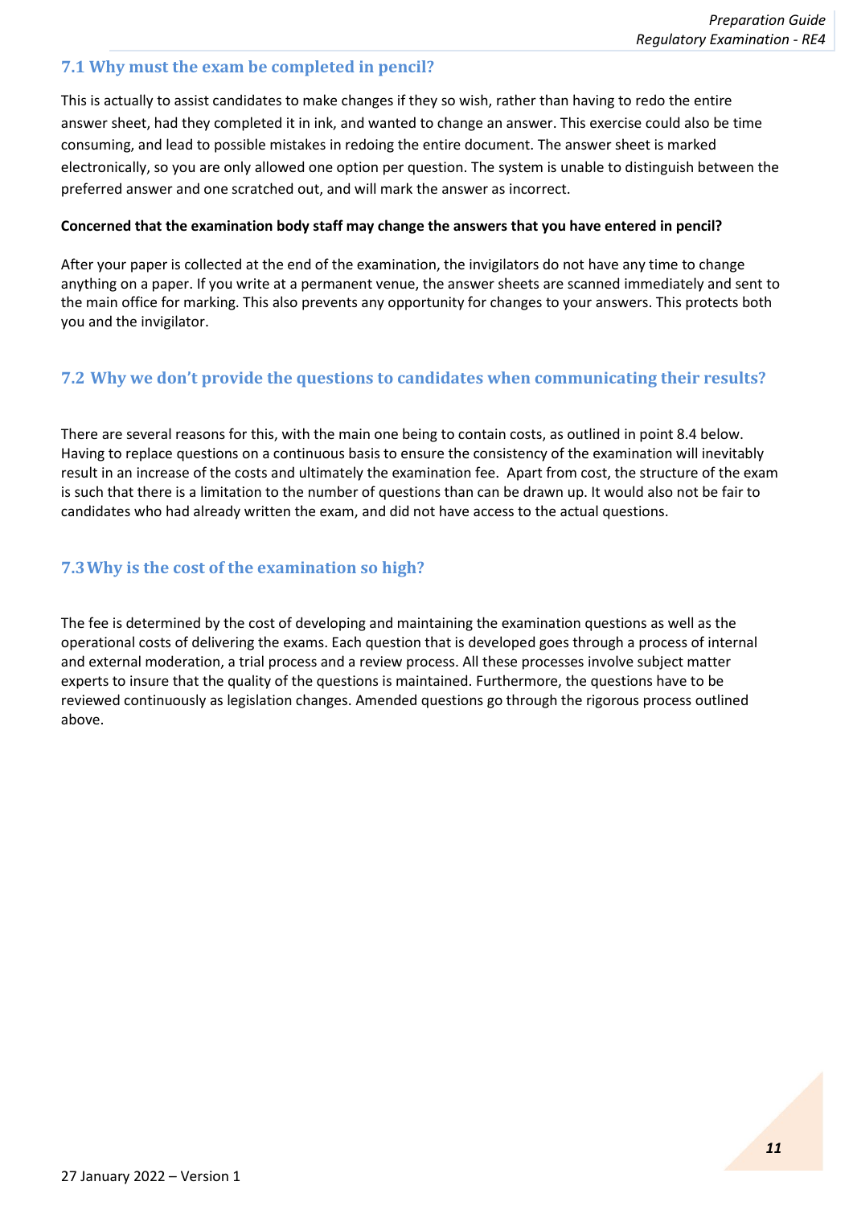## 7.1 Why must the exam be completed in pencil?

This is actually to assist candidates to make changes if they so wish, rather than having to redo the entire answer sheet, had they completed it in ink, and wanted to change an answer. This exercise could also be time consuming, and lead to possible mistakes in redoing the entire document. The answer sheet is marked electronically, so you are only allowed one option per question. The system is unable to distinguish between the preferred answer and one scratched out, and will mark the answer as incorrect.

**Concerned that the examination body staff may change the answers that you have entered in pencil?**

After your paper is collected at the end of the examination, the invigilators do not have any time to change anything on a paper. If you write at a permanent venue, the answer sheets are scanned immediately and sent to the main office for marking. This also prevents any opportunity for changes to your answers. This protects both you and the invigilator.

## 7.2 Why we don't provide the questions to candidates when communicating their results?

There are several reasons for this, with the main one being to contain costs, as outlined in point 8.4 below. Having to replace questions on a continuous basis to ensure the consistency of the examination will inevitably result in an increase of the costs and ultimately the examination fee. Apart from cost, the structure of the exam is such that there is a limitation to the number of questions than can be drawn up. It would also not be fair to candidates who had already written the exam, and did not have access to the actual questions.

## 7.3 Why is the cost of the examination so high?

The fee is determined by the cost of developing and maintaining the examination questions as well as the operational costs of delivering the exams. Each question that is developed goes through a process of internal and external moderation, a trial process and a review process. All these processes involve subject matter experts to insure that the quality of the questions is maintained. Furthermore, the questions have to be reviewed continuously as legislation changes. Amended questions go through the rigorous process outlined above.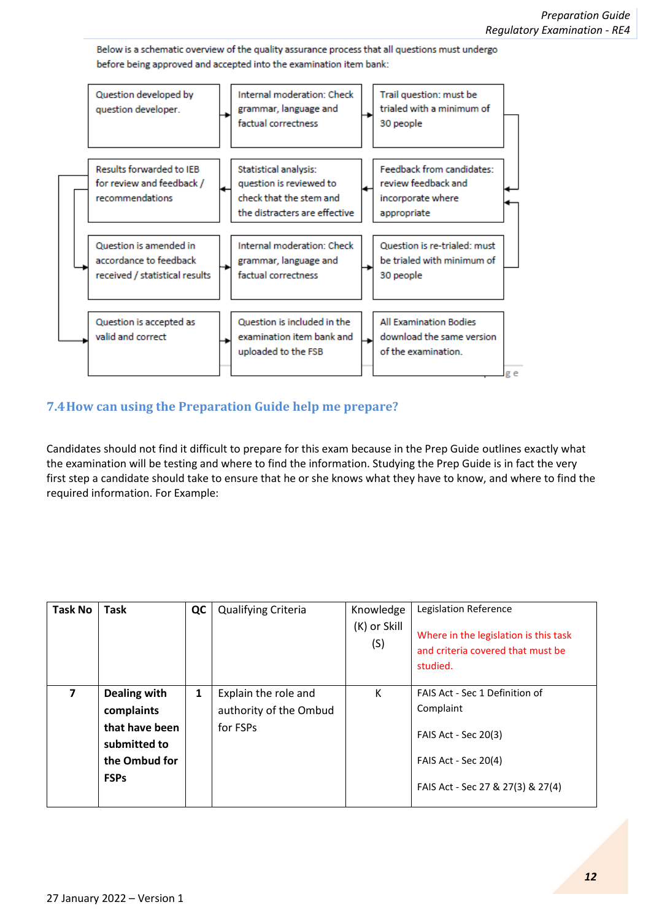Below is a schematic overview of the quality assurance process that all questions must undergo before being approved and accepted into the examination item bank:

| | | |
|---|---|---|
| Question developed by question developer. | Internal moderation: Check grammar, language and factual correctness | Trail question: must be trialed with a minimum of 30 people |
| Results forwarded to IEB for review and feedback / recommendations | Statistical analysis: question is reviewed to check that the stem and the distracters are effective | Feedback from candidates: review feedback and incorporate where appropriate |
| Question is amended in accordance to feedback received / statistical results | Internal moderation: Check grammar, language and factual correctness | Question is re-trialed: must be trialed with minimum of 30 people |
| Question is accepted as valid and correct | Question is included in the examination item bank and uploaded to the FSB | All Examination Bodies download the same version of the examination. |

## 7.4 How can using the Preparation Guide help me prepare?

Candidates should not find it difficult to prepare for this exam because in the Prep Guide outlines exactly what the examination will be testing and where to find the information. Studying the Prep Guide is in fact the very first step a candidate should take to ensure that he or she knows what they have to know, and where to find the required information. For Example:

| Task No | Task | QC | Qualifying Criteria | Knowledge (K) or Skill (S) | Legislation Reference<br><br>Where in the legislation is this task and criteria covered that must be studied. |
|---|---|---|---|---|---|
| 7 | **Dealing with complaints that have been submitted to the Ombud for FSPs** | 1 | Explain the role and authority of the Ombud for FSPs | K | FAIS Act - Sec 1 Definition of Complaint<br><br>FAIS Act - Sec 20(3)<br><br>FAIS Act - Sec 20(4)<br><br>FAIS Act - Sec 27 & 27(3) & 27(4) |

27 January 2022 – Version 1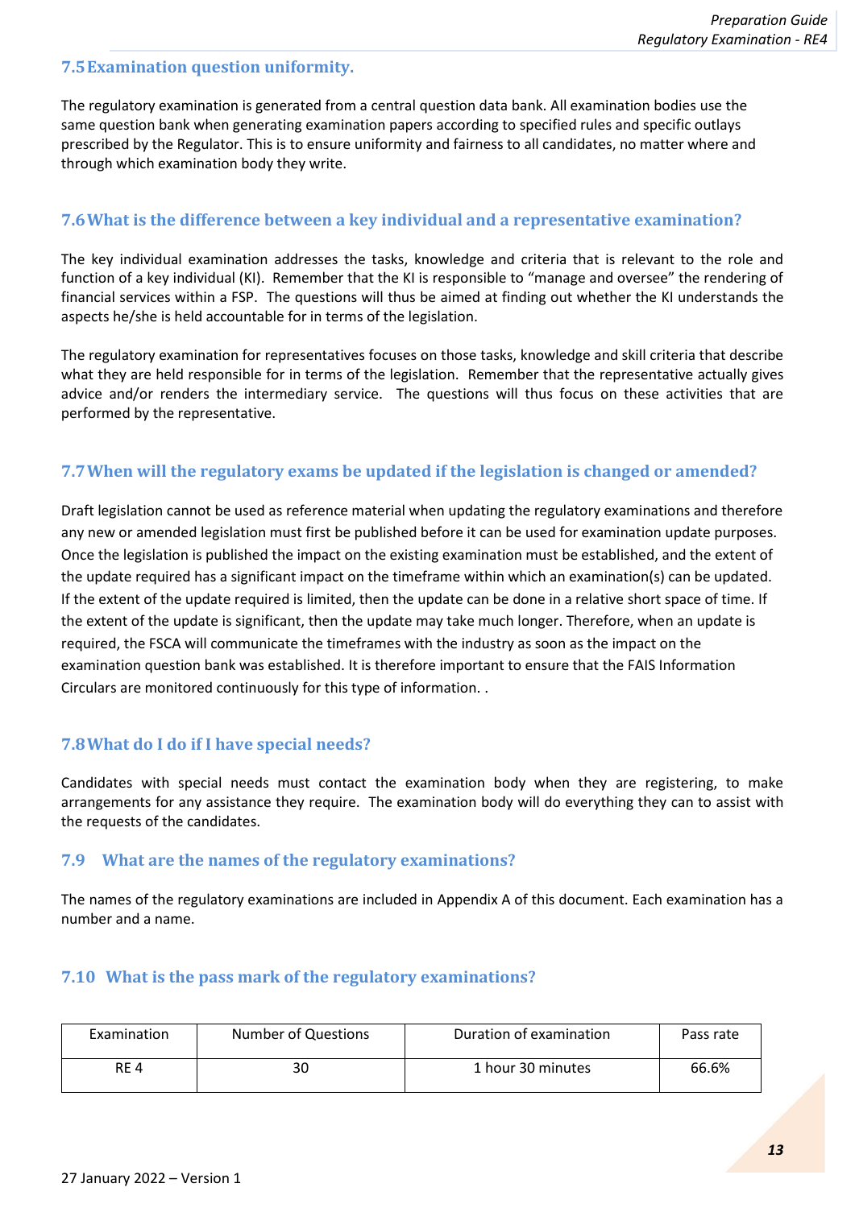### 7.5 Examination question uniformity.

The regulatory examination is generated from a central question data bank. All examination bodies use the same question bank when generating examination papers according to specified rules and specific outlays prescribed by the Regulator. This is to ensure uniformity and fairness to all candidates, no matter where and through which examination body they write.

### 7.6 What is the difference between a key individual and a representative examination?

The key individual examination addresses the tasks, knowledge and criteria that is relevant to the role and function of a key individual (KI). Remember that the KI is responsible to "manage and oversee" the rendering of financial services within a FSP. The questions will thus be aimed at finding out whether the KI understands the aspects he/she is held accountable for in terms of the legislation.

The regulatory examination for representatives focuses on those tasks, knowledge and skill criteria that describe what they are held responsible for in terms of the legislation. Remember that the representative actually gives advice and/or renders the intermediary service. The questions will thus focus on these activities that are performed by the representative.

### 7.7 When will the regulatory exams be updated if the legislation is changed or amended?

Draft legislation cannot be used as reference material when updating the regulatory examinations and therefore any new or amended legislation must first be published before it can be used for examination update purposes. Once the legislation is published the impact on the existing examination must be established, and the extent of the update required has a significant impact on the timeframe within which an examination(s) can be updated. If the extent of the update required is limited, then the update can be done in a relative short space of time. If the extent of the update is significant, then the update may take much longer. Therefore, when an update is required, the FSCA will communicate the timeframes with the industry as soon as the impact on the examination question bank was established. It is therefore important to ensure that the FAIS Information Circulars are monitored continuously for this type of information. .

### 7.8 What do I do if I have special needs?

Candidates with special needs must contact the examination body when they are registering, to make arrangements for any assistance they require. The examination body will do everything they can to assist with the requests of the candidates.

### 7.9 What are the names of the regulatory examinations?

The names of the regulatory examinations are included in Appendix A of this document. Each examination has a number and a name.

### 7.10 What is the pass mark of the regulatory examinations?

| Examination | Number of Questions | Duration of examination | Pass rate |
|---|---|---|---|
| RE 4 | 30 | 1 hour 30 minutes | 66.6% |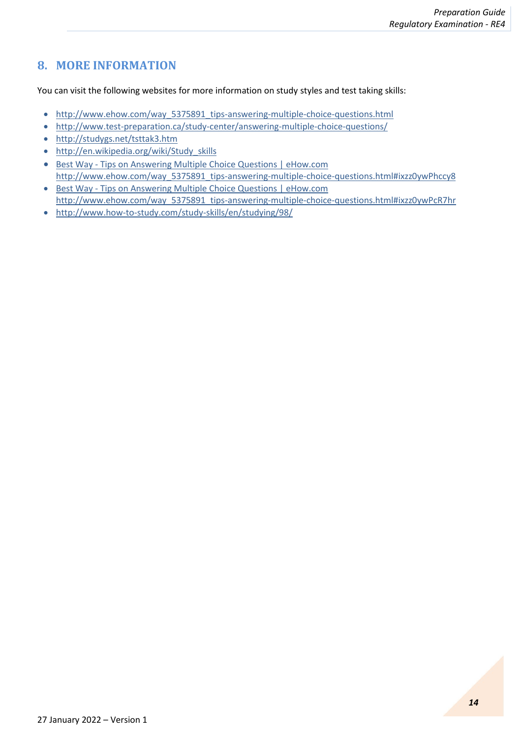## 8. MORE INFORMATION

You can visit the following websites for more information on study styles and test taking skills:

- http://www.ehow.com/way_5375891_tips-answering-multiple-choice-questions.html
- http://www.test-preparation.ca/study-center/answering-multiple-choice-questions/
- http://studygs.net/tsttak3.htm
- http://en.wikipedia.org/wiki/Study_skills
- Best Way - Tips on Answering Multiple Choice Questions | eHow.com http://www.ehow.com/way_5375891_tips-answering-multiple-choice-questions.html#ixzz0ywPhccy8
- Best Way - Tips on Answering Multiple Choice Questions | eHow.com http://www.ehow.com/way_5375891_tips-answering-multiple-choice-questions.html#ixzz0ywPcR7hr
- http://www.how-to-study.com/study-skills/en/studying/98/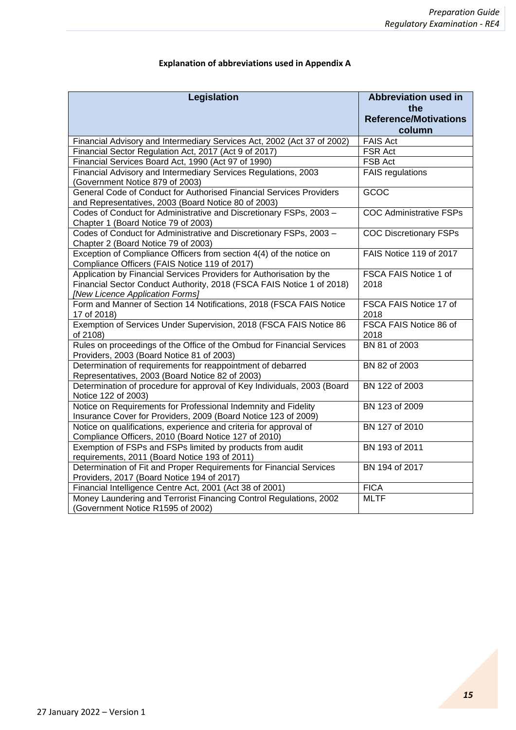**Explanation of abbreviations used in Appendix A**

| Legislation | Abbreviation used in the Reference/Motivations column |
|---|---|
| Financial Advisory and Intermediary Services Act, 2002 (Act 37 of 2002) | FAIS Act |
| Financial Sector Regulation Act, 2017 (Act 9 of 2017) | FSR Act |
| Financial Services Board Act, 1990 (Act 97 of 1990) | FSB Act |
| Financial Advisory and Intermediary Services Regulations, 2003 (Government Notice 879 of 2003) | FAIS regulations |
| General Code of Conduct for Authorised Financial Services Providers and Representatives, 2003 (Board Notice 80 of 2003) | GCOC |
| Codes of Conduct for Administrative and Discretionary FSPs, 2003 – Chapter 1 (Board Notice 79 of 2003) | COC Administrative FSPs |
| Codes of Conduct for Administrative and Discretionary FSPs, 2003 – Chapter 2 (Board Notice 79 of 2003) | COC Discretionary FSPs |
| Exception of Compliance Officers from section 4(4) of the notice on Compliance Officers (FAIS Notice 119 of 2017) | FAIS Notice 119 of 2017 |
| Application by Financial Services Providers for Authorisation by the Financial Sector Conduct Authority, 2018 (FSCA FAIS Notice 1 of 2018) *[New Licence Application Forms]* | FSCA FAIS Notice 1 of 2018 |
| Form and Manner of Section 14 Notifications, 2018 (FSCA FAIS Notice 17 of 2018) | FSCA FAIS Notice 17 of 2018 |
| Exemption of Services Under Supervision, 2018 (FSCA FAIS Notice 86 of 2108) | FSCA FAIS Notice 86 of 2018 |
| Rules on proceedings of the Office of the Ombud for Financial Services Providers, 2003 (Board Notice 81 of 2003) | BN 81 of 2003 |
| Determination of requirements for reappointment of debarred Representatives, 2003 (Board Notice 82 of 2003) | BN 82 of 2003 |
| Determination of procedure for approval of Key Individuals, 2003 (Board Notice 122 of 2003) | BN 122 of 2003 |
| Notice on Requirements for Professional Indemnity and Fidelity Insurance Cover for Providers, 2009 (Board Notice 123 of 2009) | BN 123 of 2009 |
| Notice on qualifications, experience and criteria for approval of Compliance Officers, 2010 (Board Notice 127 of 2010) | BN 127 of 2010 |
| Exemption of FSPs and FSPs limited by products from audit requirements, 2011 (Board Notice 193 of 2011) | BN 193 of 2011 |
| Determination of Fit and Proper Requirements for Financial Services Providers, 2017 (Board Notice 194 of 2017) | BN 194 of 2017 |
| Financial Intelligence Centre Act, 2001 (Act 38 of 2001) | FICA |
| Money Laundering and Terrorist Financing Control Regulations, 2002 (Government Notice R1595 of 2002) | MLTF |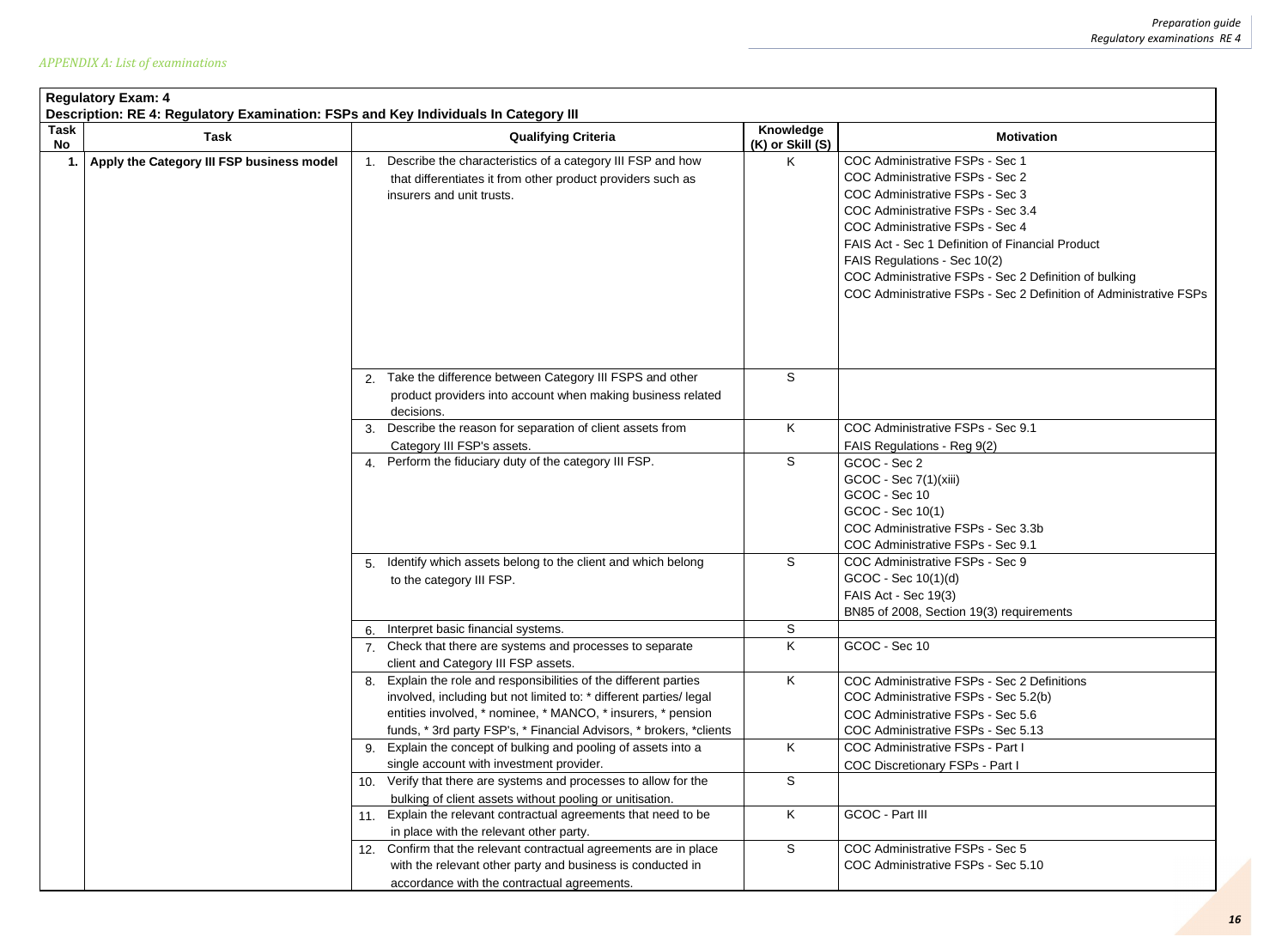*APPENDIX A: List of examinations*

**Regulatory Exam: 4**

**Description: RE 4: Regulatory Examination: FSPs and Key Individuals In Category III**

| Task No | Task | Qualifying Criteria | Knowledge (K) or Skill (S) | Motivation |
|---|---|---|---|---|
| 1. | Apply the Category III FSP business model | 1. Describe the characteristics of a category III FSP and how that differentiates it from other product providers such as insurers and unit trusts. | K | COC Administrative FSPs - Sec 1<br>COC Administrative FSPs - Sec 2<br>COC Administrative FSPs - Sec 3<br>COC Administrative FSPs - Sec 3.4<br>COC Administrative FSPs - Sec 4<br>FAIS Act - Sec 1 Definition of Financial Product<br>FAIS Regulations - Sec 10(2)<br>COC Administrative FSPs - Sec 2 Definition of bulking<br>COC Administrative FSPs - Sec 2 Definition of Administrative FSPs |
| | | 2. Take the difference between Category III FSPS and other product providers into account when making business related decisions. | S | |
| | | 3. Describe the reason for separation of client assets from Category III FSP's assets. | K | COC Administrative FSPs - Sec 9.1<br>FAIS Regulations - Reg 9(2) |
| | | 4. Perform the fiduciary duty of the category III FSP. | S | GCOC - Sec 2<br>GCOC - Sec 7(1)(xiii)<br>GCOC - Sec 10<br>GCOC - Sec 10(1)<br>COC Administrative FSPs - Sec 3.3b<br>COC Administrative FSPs - Sec 9.1 |
| | | 5. Identify which assets belong to the client and which belong to the category III FSP. | S | COC Administrative FSPs - Sec 9<br>GCOC - Sec 10(1)(d)<br>FAIS Act - Sec 19(3)<br>BN85 of 2008, Section 19(3) requirements |
| | | 6. Interpret basic financial systems. | S | |
| | | 7. Check that there are systems and processes to separate client and Category III FSP assets. | K | GCOC - Sec 10 |
| | | 8. Explain the role and responsibilities of the different parties involved, including but not limited to: * different parties/ legal entities involved, * nominee, * MANCO, * insurers, * pension funds, * 3rd party FSP's, * Financial Advisors, * brokers, *clients | K | COC Administrative FSPs - Sec 2 Definitions<br>COC Administrative FSPs - Sec 5.2(b)<br>COC Administrative FSPs - Sec 5.6<br>COC Administrative FSPs - Sec 5.13 |
| | | 9. Explain the concept of bulking and pooling of assets into a single account with investment provider. | K | COC Administrative FSPs - Part I<br>COC Discretionary FSPs - Part I |
| | | 10. Verify that there are systems and processes to allow for the bulking of client assets without pooling or unitisation. | S | |
| | | 11. Explain the relevant contractual agreements that need to be in place with the relevant other party. | K | GCOC - Part III |
| | | 12. Confirm that the relevant contractual agreements are in place with the relevant other party and business is conducted in accordance with the contractual agreements. | S | COC Administrative FSPs - Sec 5<br>COC Administrative FSPs - Sec 5.10 |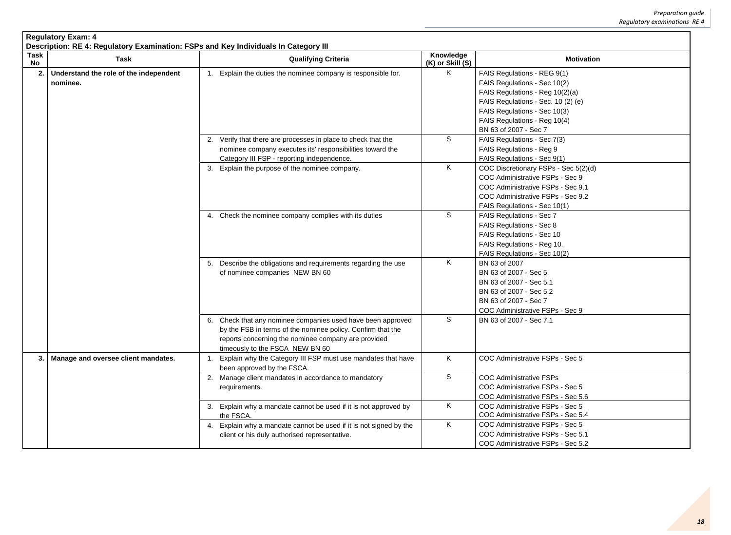**Regulatory Exam: 4**

**Description: RE 4: Regulatory Examination: FSPs and Key Individuals In Category III**

| Task No | Task | Qualifying Criteria | Knowledge (K) or Skill (S) | Motivation |
|---|---|---|---|---|
| **2.** | **Understand the role of the independent nominee.** | 1. Explain the duties the nominee company is responsible for. | K | FAIS Regulations - REG 9(1)<br>FAIS Regulations - Sec 10(2)<br>FAIS Regulations - Reg 10(2)(a)<br>FAIS Regulations - Sec. 10 (2) (e)<br>FAIS Regulations - Sec 10(3)<br>FAIS Regulations - Reg 10(4)<br>BN 63 of 2007 - Sec 7 |
| | | 2. Verify that there are processes in place to check that the nominee company executes its' responsibilities toward the Category III FSP - reporting independence. | S | FAIS Regulations - Sec 7(3)<br>FAIS Regulations - Reg 9<br>FAIS Regulations - Sec 9(1) |
| | | 3. Explain the purpose of the nominee company. | K | COC Discretionary FSPs - Sec 5(2)(d)<br>COC Administrative FSPs - Sec 9<br>COC Administrative FSPs - Sec 9.1<br>COC Administrative FSPs - Sec 9.2<br>FAIS Regulations - Sec 10(1) |
| | | 4. Check the nominee company complies with its duties | S | FAIS Regulations - Sec 7<br>FAIS Regulations - Sec 8<br>FAIS Regulations - Sec 10<br>FAIS Regulations - Reg 10.<br>FAIS Regulations - Sec 10(2) |
| | | 5. Describe the obligations and requirements regarding the use of nominee companies NEW BN 60 | K | BN 63 of 2007<br>BN 63 of 2007 - Sec 5<br>BN 63 of 2007 - Sec 5.1<br>BN 63 of 2007 - Sec 5.2<br>BN 63 of 2007 - Sec 7<br>COC Administrative FSPs - Sec 9 |
| | | 6. Check that any nominee companies used have been approved by the FSB in terms of the nominee policy. Confirm that the reports concerning the nominee company are provided timeously to the FSCA NEW BN 60 | S | BN 63 of 2007 - Sec 7.1 |
| **3.** | **Manage and oversee client mandates.** | 1. Explain why the Category III FSP must use mandates that have been approved by the FSCA. | K | COC Administrative FSPs - Sec 5 |
| | | 2. Manage client mandates in accordance to mandatory requirements. | S | COC Administrative FSPs<br>COC Administrative FSPs - Sec 5<br>COC Administrative FSPs - Sec 5.6 |
| | | 3. Explain why a mandate cannot be used if it is not approved by the FSCA. | K | COC Administrative FSPs - Sec 5<br>COC Administrative FSPs - Sec 5.4 |
| | | 4. Explain why a mandate cannot be used if it is not signed by the client or his duly authorised representative. | K | COC Administrative FSPs - Sec 5<br>COC Administrative FSPs - Sec 5.1<br>COC Administrative FSPs - Sec 5.2 |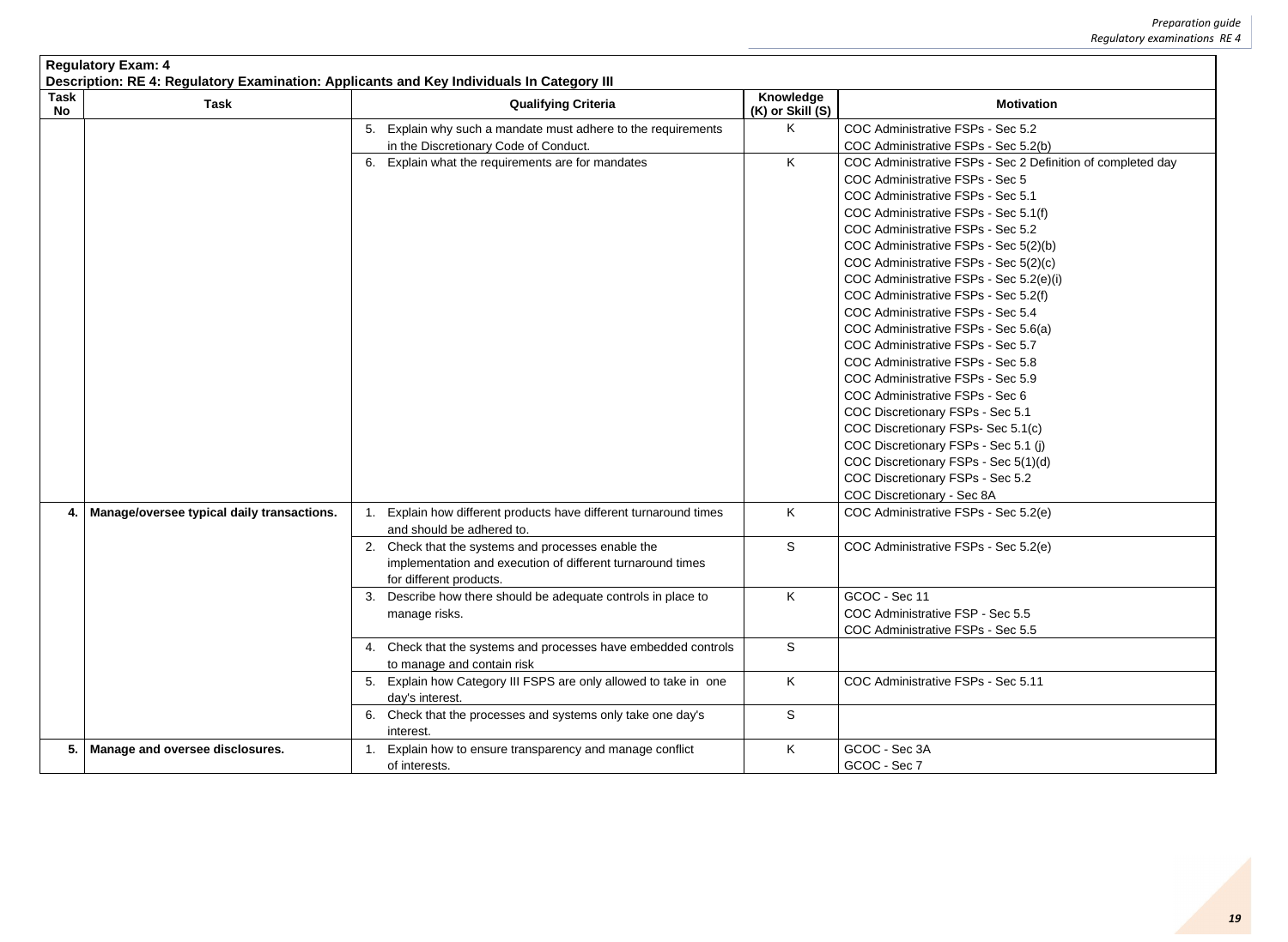**Regulatory Exam: 4**

**Description: RE 4: Regulatory Examination: Applicants and Key Individuals In Category III**

| Task No | Task | Qualifying Criteria | Knowledge (K) or Skill (S) | Motivation |
|---|---|---|---|---|
| | | 5. Explain why such a mandate must adhere to the requirements in the Discretionary Code of Conduct. | K | COC Administrative FSPs - Sec 5.2<br>COC Administrative FSPs - Sec 5.2(b) |
| | | 6. Explain what the requirements are for mandates | K | COC Administrative FSPs - Sec 2 Definition of completed day<br>COC Administrative FSPs - Sec 5<br>COC Administrative FSPs - Sec 5.1<br>COC Administrative FSPs - Sec 5.1(f)<br>COC Administrative FSPs - Sec 5.2<br>COC Administrative FSPs - Sec 5(2)(b)<br>COC Administrative FSPs - Sec 5(2)(c)<br>COC Administrative FSPs - Sec 5.2(e)(i)<br>COC Administrative FSPs - Sec 5.2(f)<br>COC Administrative FSPs - Sec 5.4<br>COC Administrative FSPs - Sec 5.6(a)<br>COC Administrative FSPs - Sec 5.7<br>COC Administrative FSPs - Sec 5.8<br>COC Administrative FSPs - Sec 5.9<br>COC Administrative FSPs - Sec 6<br>COC Discretionary FSPs - Sec 5.1<br>COC Discretionary FSPs- Sec 5.1(c)<br>COC Discretionary FSPs - Sec 5.1 (j)<br>COC Discretionary FSPs - Sec 5(1)(d)<br>COC Discretionary FSPs - Sec 5.2<br>COC Discretionary - Sec 8A |
| **4.** | **Manage/oversee typical daily transactions.** | 1. Explain how different products have different turnaround times and should be adhered to. | K | COC Administrative FSPs - Sec 5.2(e) |
| | | 2. Check that the systems and processes enable the implementation and execution of different turnaround times for different products. | S | COC Administrative FSPs - Sec 5.2(e) |
| | | 3. Describe how there should be adequate controls in place to manage risks. | K | GCOC - Sec 11<br>COC Administrative FSP - Sec 5.5<br>COC Administrative FSPs - Sec 5.5 |
| | | 4. Check that the systems and processes have embedded controls to manage and contain risk | S | |
| | | 5. Explain how Category III FSPS are only allowed to take in one day's interest. | K | COC Administrative FSPs - Sec 5.11 |
| | | 6. Check that the processes and systems only take one day's interest. | S | |
| **5.** | **Manage and oversee disclosures.** | 1. Explain how to ensure transparency and manage conflict of interests. | K | GCOC - Sec 3A<br>GCOC - Sec 7 |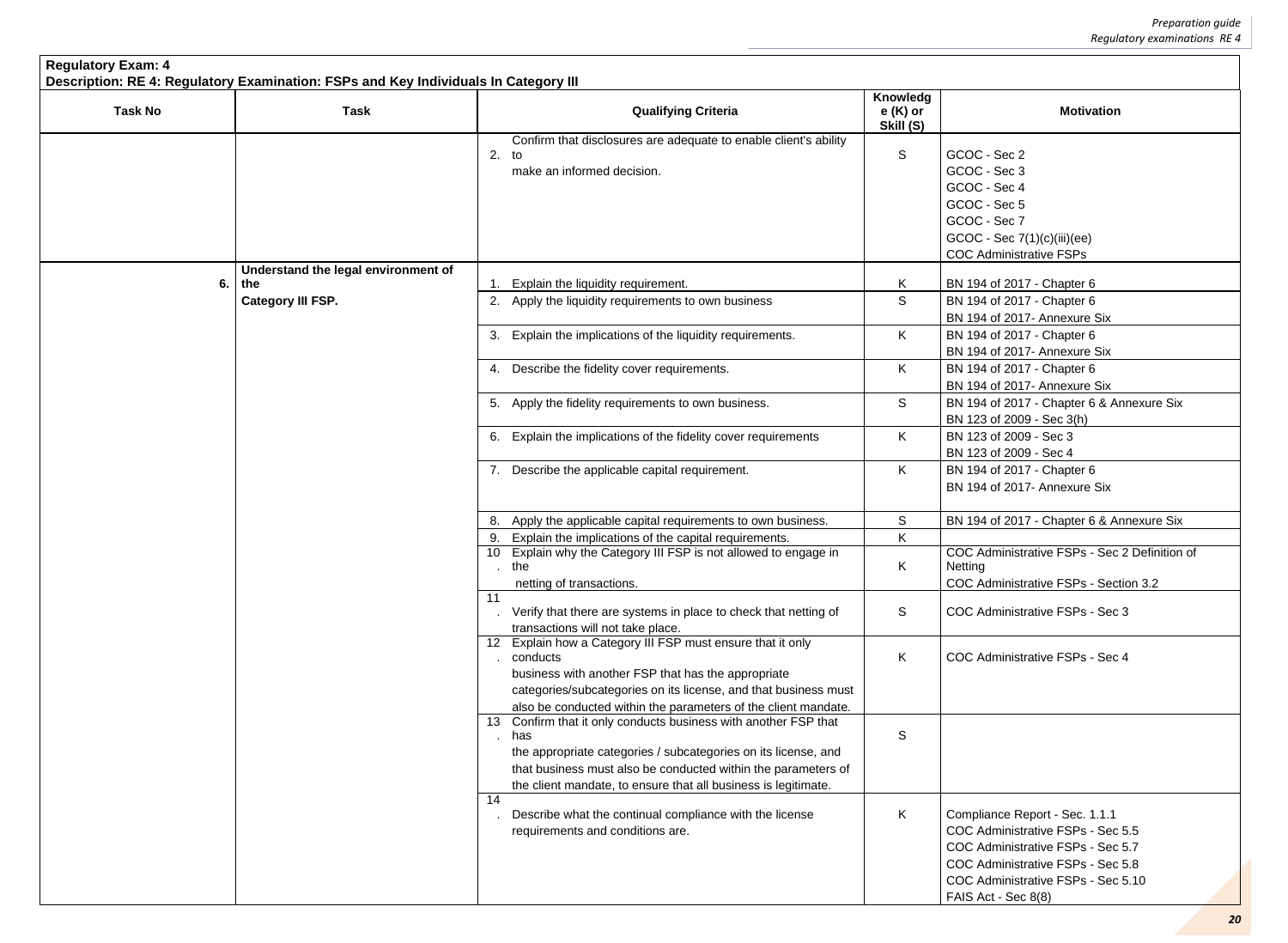**Regulatory Exam: 4**
**Description: RE 4: Regulatory Examination: FSPs and Key Individuals In Category III**

| Task No | Task | Qualifying Criteria | Knowledge (K) or Skill (S) | Motivation |
|---|---|---|---|---|
| | | 2. Confirm that disclosures are adequate to enable client's ability to make an informed decision. | S | GCOC - Sec 2<br>GCOC - Sec 3<br>GCOC - Sec 4<br>GCOC - Sec 5<br>GCOC - Sec 7<br>GCOC - Sec 7(1)(c)(iii)(ee)<br>COC Administrative FSPs |
| 6. | **Understand the legal environment of the Category III FSP.** | 1. Explain the liquidity requirement. | K | BN 194 of 2017 - Chapter 6 |
| | | 2. Apply the liquidity requirements to own business | S | BN 194 of 2017 - Chapter 6<br>BN 194 of 2017- Annexure Six |
| | | 3. Explain the implications of the liquidity requirements. | K | BN 194 of 2017 - Chapter 6<br>BN 194 of 2017- Annexure Six |
| | | 4. Describe the fidelity cover requirements. | K | BN 194 of 2017 - Chapter 6<br>BN 194 of 2017- Annexure Six |
| | | 5. Apply the fidelity requirements to own business. | S | BN 194 of 2017 - Chapter 6 & Annexure Six<br>BN 123 of 2009 - Sec 3(h) |
| | | 6. Explain the implications of the fidelity cover requirements | K | BN 123 of 2009 - Sec 3<br>BN 123 of 2009 - Sec 4 |
| | | 7. Describe the applicable capital requirement. | K | BN 194 of 2017 - Chapter 6<br>BN 194 of 2017- Annexure Six |
| | | 8. Apply the applicable capital requirements to own business. | S | BN 194 of 2017 - Chapter 6 & Annexure Six |
| | | 9. Explain the implications of the capital requirements. | K | |
| | | 10. Explain why the Category III FSP is not allowed to engage in the netting of transactions. | K | COC Administrative FSPs - Sec 2 Definition of Netting<br>COC Administrative FSPs - Section 3.2 |
| | | 11. Verify that there are systems in place to check that netting of transactions will not take place. | S | COC Administrative FSPs - Sec 3 |
| | | 12. Explain how a Category III FSP must ensure that it only conducts business with another FSP that has the appropriate categories/subcategories on its license, and that business must also be conducted within the parameters of the client mandate. | K | COC Administrative FSPs - Sec 4 |
| | | 13. Confirm that it only conducts business with another FSP that has the appropriate categories / subcategories on its license, and that business must also be conducted within the parameters of the client mandate, to ensure that all business is legitimate. | S | |
| | | 14. Describe what the continual compliance with the license requirements and conditions are. | K | Compliance Report - Sec. 1.1.1<br>COC Administrative FSPs - Sec 5.5<br>COC Administrative FSPs - Sec 5.7<br>COC Administrative FSPs - Sec 5.8<br>COC Administrative FSPs - Sec 5.10<br>FAIS Act - Sec 8(8) |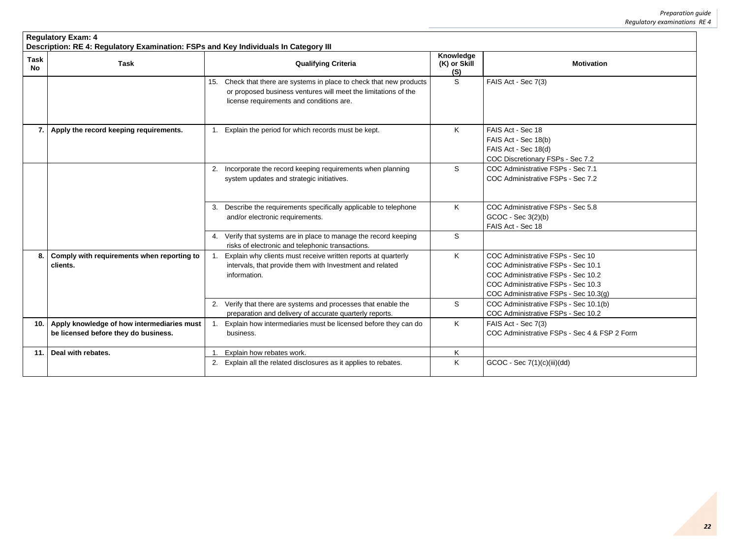**Regulatory Exam: 4**
**Description: RE 4: Regulatory Examination: FSPs and Key Individuals In Category III**

| Task No | Task | Qualifying Criteria | Knowledge (K) or Skill (S) | Motivation |
|---|---|---|---|---|
| | | 15. Check that there are systems in place to check that new products or proposed business ventures will meet the limitations of the license requirements and conditions are. | S | FAIS Act - Sec 7(3) |
| **7.** | **Apply the record keeping requirements.** | 1. Explain the period for which records must be kept. | K | FAIS Act - Sec 18<br>FAIS Act - Sec 18(b)<br>FAIS Act - Sec 18(d)<br>COC Discretionary FSPs - Sec 7.2 |
| | | 2. Incorporate the record keeping requirements when planning system updates and strategic initiatives. | S | COC Administrative FSPs - Sec 7.1<br>COC Administrative FSPs - Sec 7.2 |
| | | 3. Describe the requirements specifically applicable to telephone and/or electronic requirements. | K | COC Administrative FSPs - Sec 5.8<br>GCOC - Sec 3(2)(b)<br>FAIS Act - Sec 18 |
| | | 4. Verify that systems are in place to manage the record keeping risks of electronic and telephonic transactions. | S | |
| **8.** | **Comply with requirements when reporting to clients.** | 1. Explain why clients must receive written reports at quarterly intervals, that provide them with Investment and related information. | K | COC Administrative FSPs - Sec 10<br>COC Administrative FSPs - Sec 10.1<br>COC Administrative FSPs - Sec 10.2<br>COC Administrative FSPs - Sec 10.3<br>COC Administrative FSPs - Sec 10.3(g) |
| | | 2. Verify that there are systems and processes that enable the preparation and delivery of accurate quarterly reports. | S | COC Administrative FSPs - Sec 10.1(b)<br>COC Administrative FSPs - Sec 10.2 |
| **10.** | **Apply knowledge of how intermediaries must be licensed before they do business.** | 1. Explain how intermediaries must be licensed before they can do business. | K | FAIS Act - Sec 7(3)<br>COC Administrative FSPs - Sec 4 & FSP 2 Form |
| **11.** | **Deal with rebates.** | 1. Explain how rebates work. | K | |
| | | 2. Explain all the related disclosures as it applies to rebates. | K | GCOC - Sec 7(1)(c)(iii)(dd) |